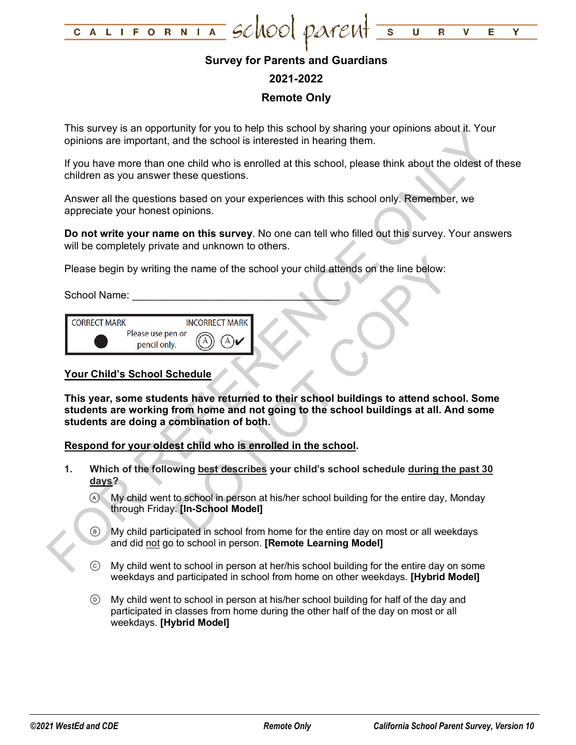# CALIFORNIA school parent SURVEY

## Survey for Parents and Guardians

## 2021-2022

## Remote Only

This survey is an opportunity for you to help this school by sharing your opinions about it. Your opinions are important, and the school is interested in hearing them.

If you have more than one child who is enrolled at this school, please think about the oldest of these children as you answer these questions.

Answer all the questions based on your experiences with this school only. Remember, we appreciate your honest opinions.

**Do not write your name on this survey**. No one can tell who filled out this survey. Your answers will be completely private and unknown to others.

Please begin by writing the name of the school your child attends on the line below:

School Name: ___________________________________

| CORRECT MARK | | INCORRECT MARK |
|---|---|---|
| ● | Please use pen or pencil only. | Ⓐ Ⓐ✔ |

**Your Child's School Schedule**

**This year, some students have returned to their school buildings to attend school. Some students are working from home and not going to the school buildings at all. And some students are doing a combination of both.**

**Respond for your oldest child who is enrolled in the school.**

1. **Which of the following best describes your child's school schedule during the past 30 days?**

   Ⓐ My child went to school in person at his/her school building for the entire day, Monday through Friday. **[In-School Model]**

   Ⓑ My child participated in school from home for the entire day on most or all weekdays and did not go to school in person. **[Remote Learning Model]**

   Ⓒ My child went to school in person at her/his school building for the entire day on some weekdays and participated in school from home on other weekdays. **[Hybrid Model]**

   Ⓓ My child went to school in person at his/her school building for half of the day and participated in classes from home during the other half of the day on most or all weekdays. **[Hybrid Model]**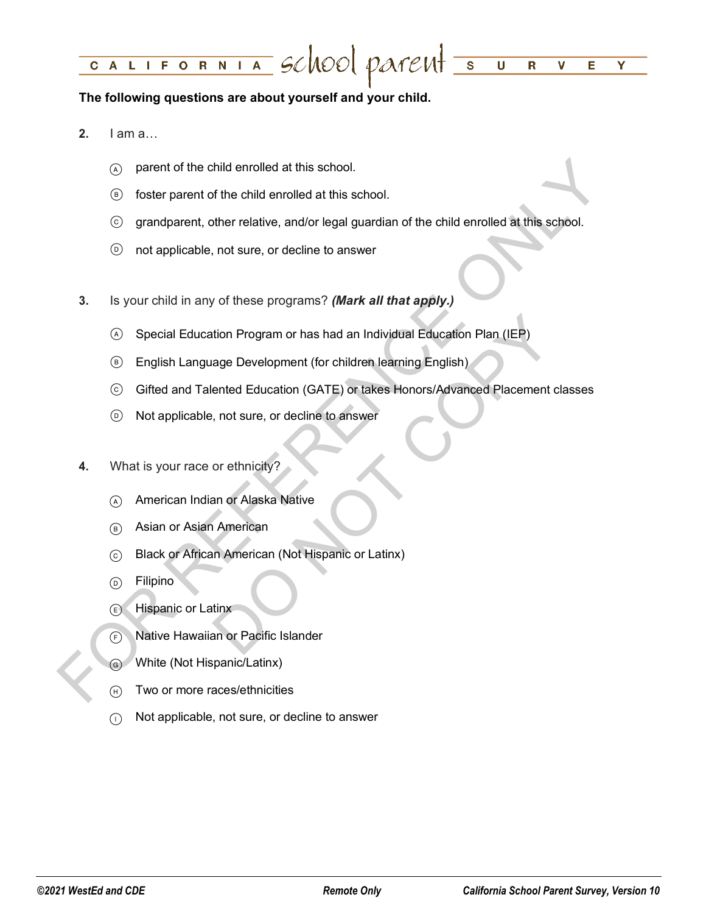**The following questions are about yourself and your child.**

**2.** I am a…

- Ⓐ parent of the child enrolled at this school.
- Ⓑ foster parent of the child enrolled at this school.
- Ⓒ grandparent, other relative, and/or legal guardian of the child enrolled at this school.
- Ⓓ not applicable, not sure, or decline to answer

**3.** Is your child in any of these programs? ***(Mark all that apply.)***

- Ⓐ Special Education Program or has had an Individual Education Plan (IEP)
- Ⓑ English Language Development (for children learning English)
- Ⓒ Gifted and Talented Education (GATE) or takes Honors/Advanced Placement classes
- Ⓓ Not applicable, not sure, or decline to answer

**4.** What is your race or ethnicity?

- Ⓐ American Indian or Alaska Native
- Ⓑ Asian or Asian American
- Ⓒ Black or African American (Not Hispanic or Latinx)
- Ⓓ Filipino
- Ⓔ Hispanic or Latinx
- Ⓕ Native Hawaiian or Pacific Islander
- Ⓖ White (Not Hispanic/Latinx)
- Ⓗ Two or more races/ethnicities
- Ⓘ Not applicable, not sure, or decline to answer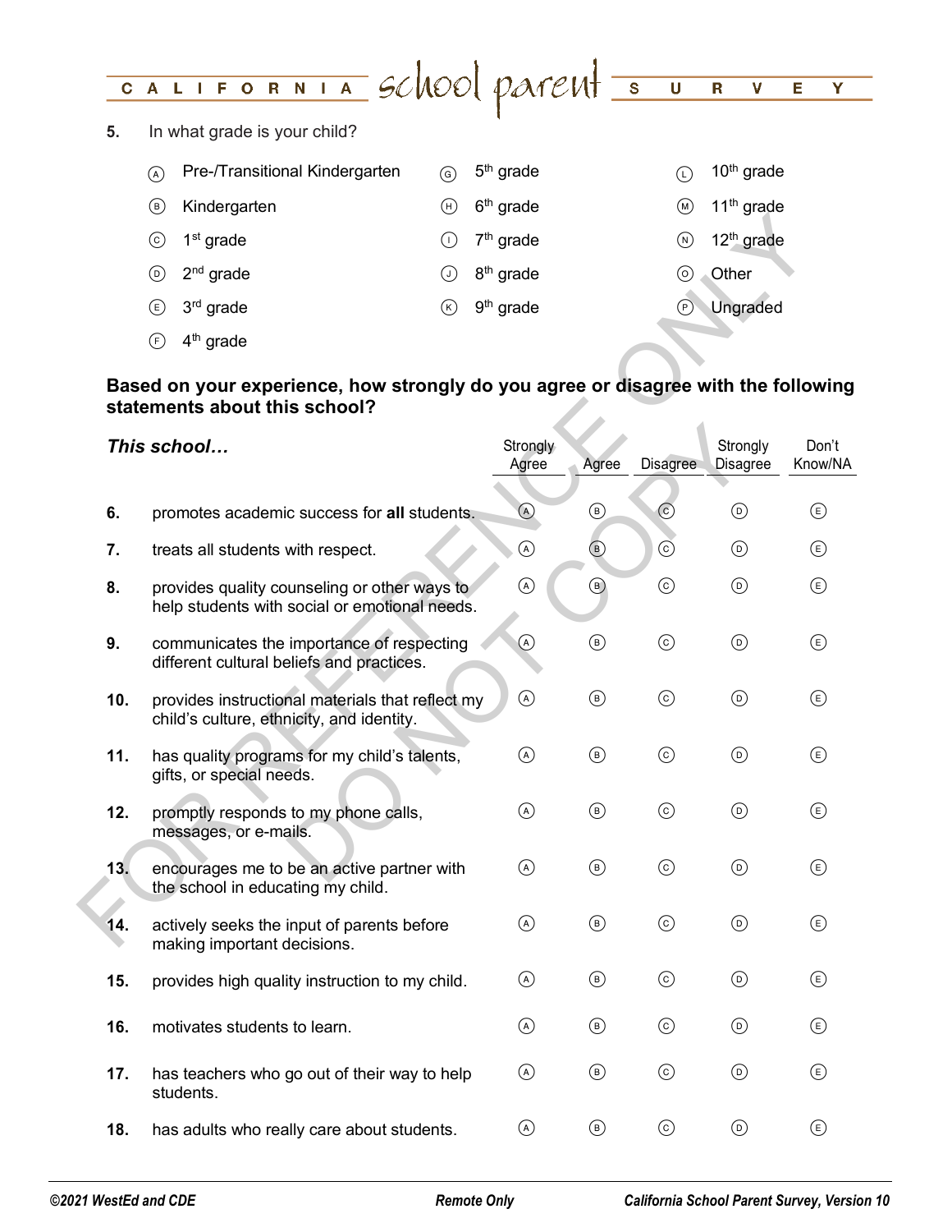5. In what grade is your child?

- Ⓐ Pre-/Transitional Kindergarten
- Ⓑ Kindergarten
- Ⓒ 1st grade
- Ⓓ 2nd grade
- Ⓔ 3rd grade
- Ⓕ 4th grade
- Ⓖ 5th grade
- Ⓗ 6th grade
- Ⓘ 7th grade
- Ⓙ 8th grade
- Ⓚ 9th grade
- Ⓛ 10th grade
- Ⓜ 11th grade
- Ⓝ 12th grade
- Ⓞ Other
- Ⓟ Ungraded

**Based on your experience, how strongly do you agree or disagree with the following statements about this school?**

| | ***This school…*** | Strongly Agree | Agree | Disagree | Strongly Disagree | Don't Know/NA |
|---|---|---|---|---|---|---|
| **6.** | promotes academic success for **all** students. | Ⓐ | Ⓑ | Ⓒ | Ⓓ | Ⓔ |
| **7.** | treats all students with respect. | Ⓐ | Ⓑ | Ⓒ | Ⓓ | Ⓔ |
| **8.** | provides quality counseling or other ways to help students with social or emotional needs. | Ⓐ | Ⓑ | Ⓒ | Ⓓ | Ⓔ |
| **9.** | communicates the importance of respecting different cultural beliefs and practices. | Ⓐ | Ⓑ | Ⓒ | Ⓓ | Ⓔ |
| **10.** | provides instructional materials that reflect my child's culture, ethnicity, and identity. | Ⓐ | Ⓑ | Ⓒ | Ⓓ | Ⓔ |
| **11.** | has quality programs for my child's talents, gifts, or special needs. | Ⓐ | Ⓑ | Ⓒ | Ⓓ | Ⓔ |
| **12.** | promptly responds to my phone calls, messages, or e-mails. | Ⓐ | Ⓑ | Ⓒ | Ⓓ | Ⓔ |
| **13.** | encourages me to be an active partner with the school in educating my child. | Ⓐ | Ⓑ | Ⓒ | Ⓓ | Ⓔ |
| **14.** | actively seeks the input of parents before making important decisions. | Ⓐ | Ⓑ | Ⓒ | Ⓓ | Ⓔ |
| **15.** | provides high quality instruction to my child. | Ⓐ | Ⓑ | Ⓒ | Ⓓ | Ⓔ |
| **16.** | motivates students to learn. | Ⓐ | Ⓑ | Ⓒ | Ⓓ | Ⓔ |
| **17.** | has teachers who go out of their way to help students. | Ⓐ | Ⓑ | Ⓒ | Ⓓ | Ⓔ |
| **18.** | has adults who really care about students. | Ⓐ | Ⓑ | Ⓒ | Ⓓ | Ⓔ |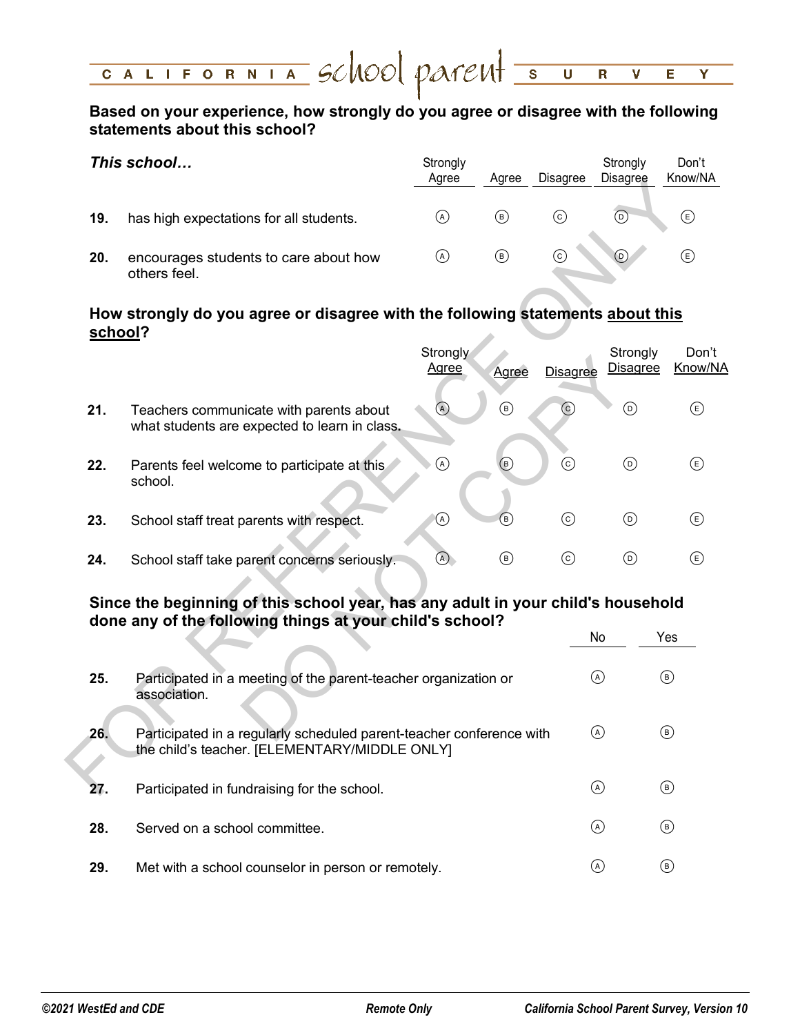# CALIFORNIA school parent SURVEY

**Based on your experience, how strongly do you agree or disagree with the following statements about this school?**

| ***This school…*** | Strongly Agree | Agree | Disagree | Strongly Disagree | Don't Know/NA |
|---|---|---|---|---|---|
| **19.** has high expectations for all students. | Ⓐ | Ⓑ | Ⓒ | Ⓓ | Ⓔ |
| **20.** encourages students to care about how others feel. | Ⓐ | Ⓑ | Ⓒ | Ⓓ | Ⓔ |

**How strongly do you agree or disagree with the following statements <u>about this school</u>?**

| | Strongly Agree | Agree | Disagree | Strongly Disagree | Don't Know/NA |
|---|---|---|---|---|---|
| **21.** Teachers communicate with parents about what students are expected to learn in class. | Ⓐ | Ⓑ | Ⓒ | Ⓓ | Ⓔ |
| **22.** Parents feel welcome to participate at this school. | Ⓐ | Ⓑ | Ⓒ | Ⓓ | Ⓔ |
| **23.** School staff treat parents with respect. | Ⓐ | Ⓑ | Ⓒ | Ⓓ | Ⓔ |
| **24.** School staff take parent concerns seriously. | Ⓐ | Ⓑ | Ⓒ | Ⓓ | Ⓔ |

**Since the beginning of this school year, has any adult in your child's household done any of the following things at your child's school?**

| | No | Yes |
|---|---|---|
| **25.** Participated in a meeting of the parent-teacher organization or association. | Ⓐ | Ⓑ |
| **26.** Participated in a regularly scheduled parent-teacher conference with the child's teacher. [ELEMENTARY/MIDDLE ONLY] | Ⓐ | Ⓑ |
| **27.** Participated in fundraising for the school. | Ⓐ | Ⓑ |
| **28.** Served on a school committee. | Ⓐ | Ⓑ |
| **29.** Met with a school counselor in person or remotely. | Ⓐ | Ⓑ |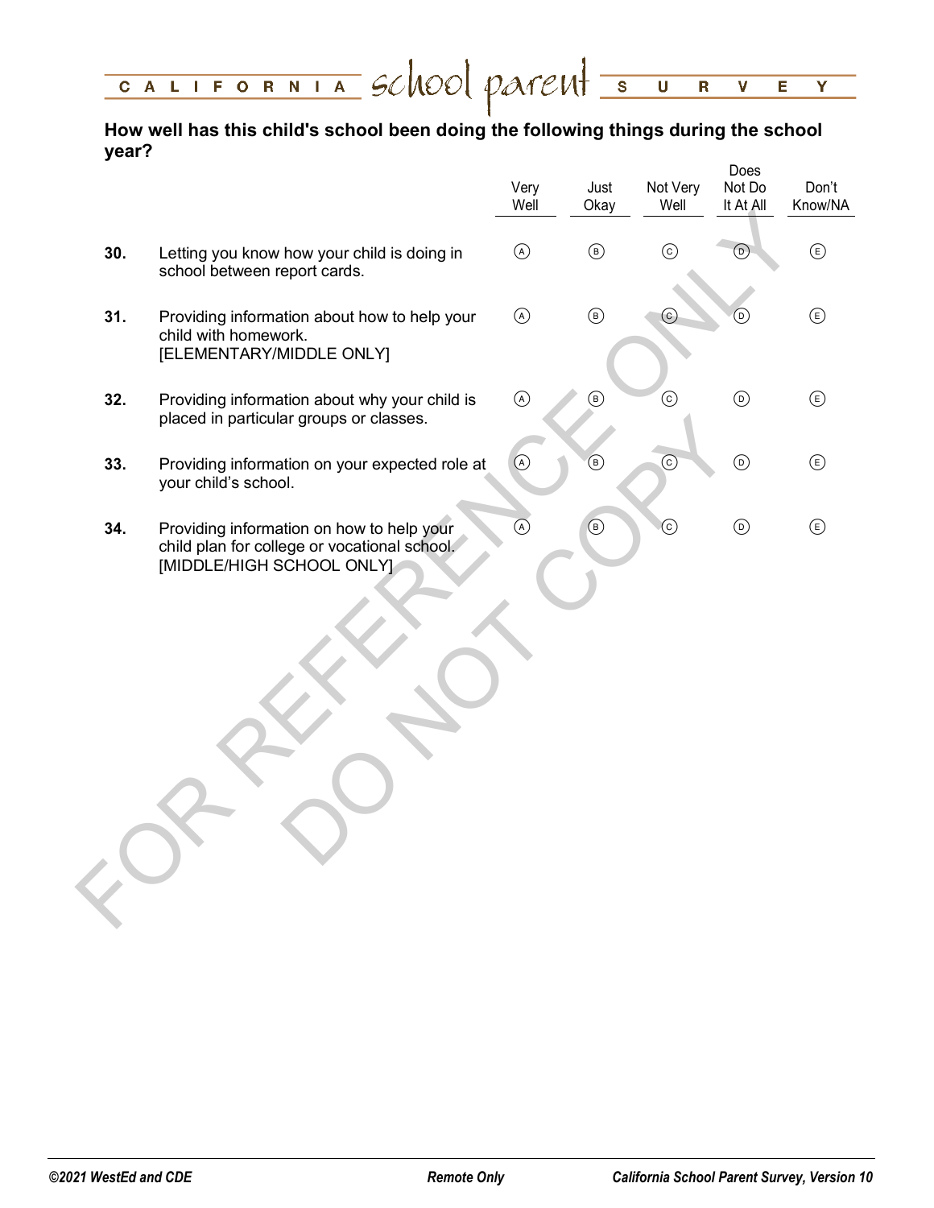## How well has this child's school been doing the following things during the school year?

| | | Very Well | Just Okay | Not Very Well | Does Not Do It At All | Don't Know/NA |
|---|---|---|---|---|---|---|
| **30.** | Letting you know how your child is doing in school between report cards. | Ⓐ | Ⓑ | Ⓒ | Ⓓ | Ⓔ |
| **31.** | Providing information about how to help your child with homework. [ELEMENTARY/MIDDLE ONLY] | Ⓐ | Ⓑ | Ⓒ | Ⓓ | Ⓔ |
| **32.** | Providing information about why your child is placed in particular groups or classes. | Ⓐ | Ⓑ | Ⓒ | Ⓓ | Ⓔ |
| **33.** | Providing information on your expected role at your child's school. | Ⓐ | Ⓑ | Ⓒ | Ⓓ | Ⓔ |
| **34.** | Providing information on how to help your child plan for college or vocational school. [MIDDLE/HIGH SCHOOL ONLY] | Ⓐ | Ⓑ | Ⓒ | Ⓓ | Ⓔ |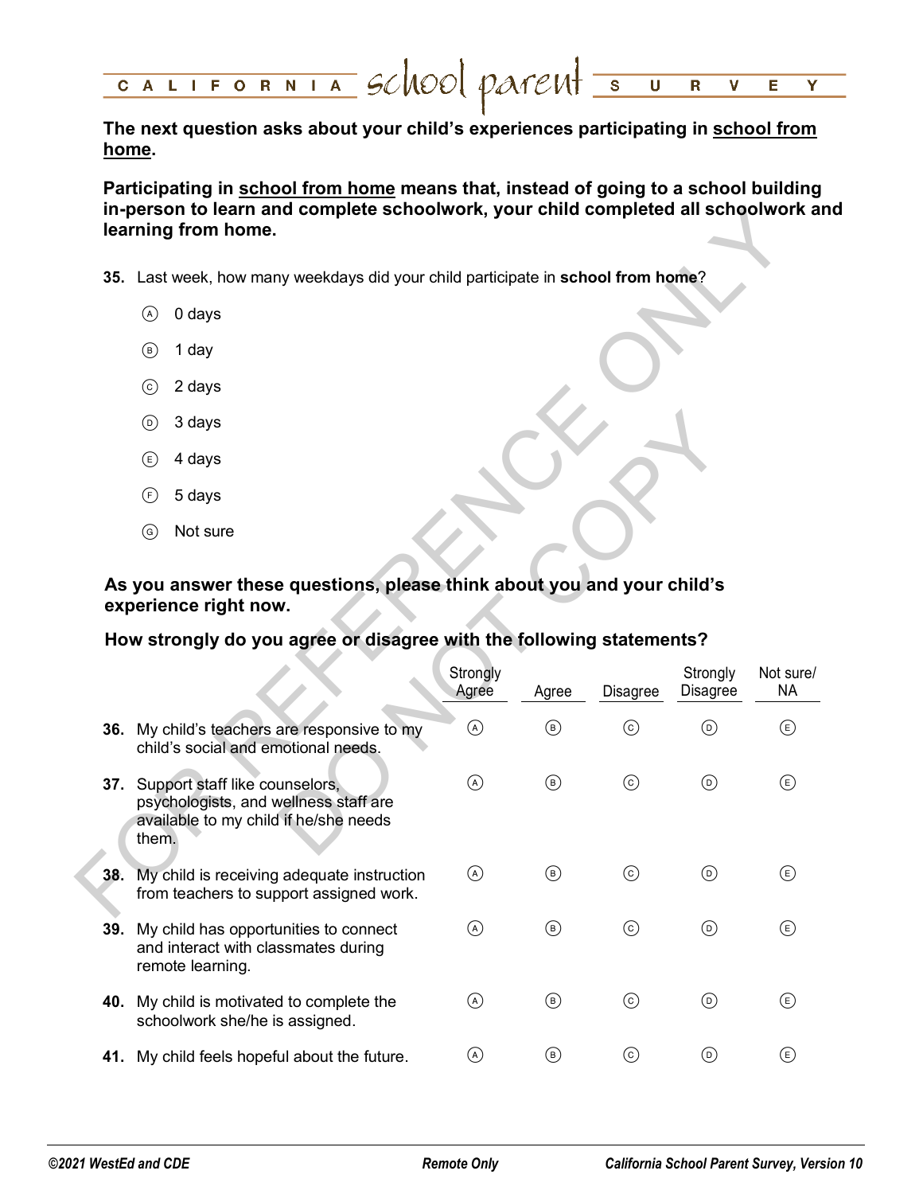**The next question asks about your child's experiences participating in school from home.**

**Participating in school from home means that, instead of going to a school building in-person to learn and complete schoolwork, your child completed all schoolwork and learning from home.**

**35.** Last week, how many weekdays did your child participate in **school from home**?

- Ⓐ 0 days
- Ⓑ 1 day
- Ⓒ 2 days
- Ⓓ 3 days
- Ⓔ 4 days
- Ⓕ 5 days
- Ⓖ Not sure

**As you answer these questions, please think about you and your child's experience right now.**

**How strongly do you agree or disagree with the following statements?**

| | Strongly Agree | Agree | Disagree | Strongly Disagree | Not sure/ NA |
|---|---|---|---|---|---|
| **36.** My child's teachers are responsive to my child's social and emotional needs. | Ⓐ | Ⓑ | Ⓒ | Ⓓ | Ⓔ |
| **37.** Support staff like counselors, psychologists, and wellness staff are available to my child if he/she needs them. | Ⓐ | Ⓑ | Ⓒ | Ⓓ | Ⓔ |
| **38.** My child is receiving adequate instruction from teachers to support assigned work. | Ⓐ | Ⓑ | Ⓒ | Ⓓ | Ⓔ |
| **39.** My child has opportunities to connect and interact with classmates during remote learning. | Ⓐ | Ⓑ | Ⓒ | Ⓓ | Ⓔ |
| **40.** My child is motivated to complete the schoolwork she/he is assigned. | Ⓐ | Ⓑ | Ⓒ | Ⓓ | Ⓔ |
| **41.** My child feels hopeful about the future. | Ⓐ | Ⓑ | Ⓒ | Ⓓ | Ⓔ |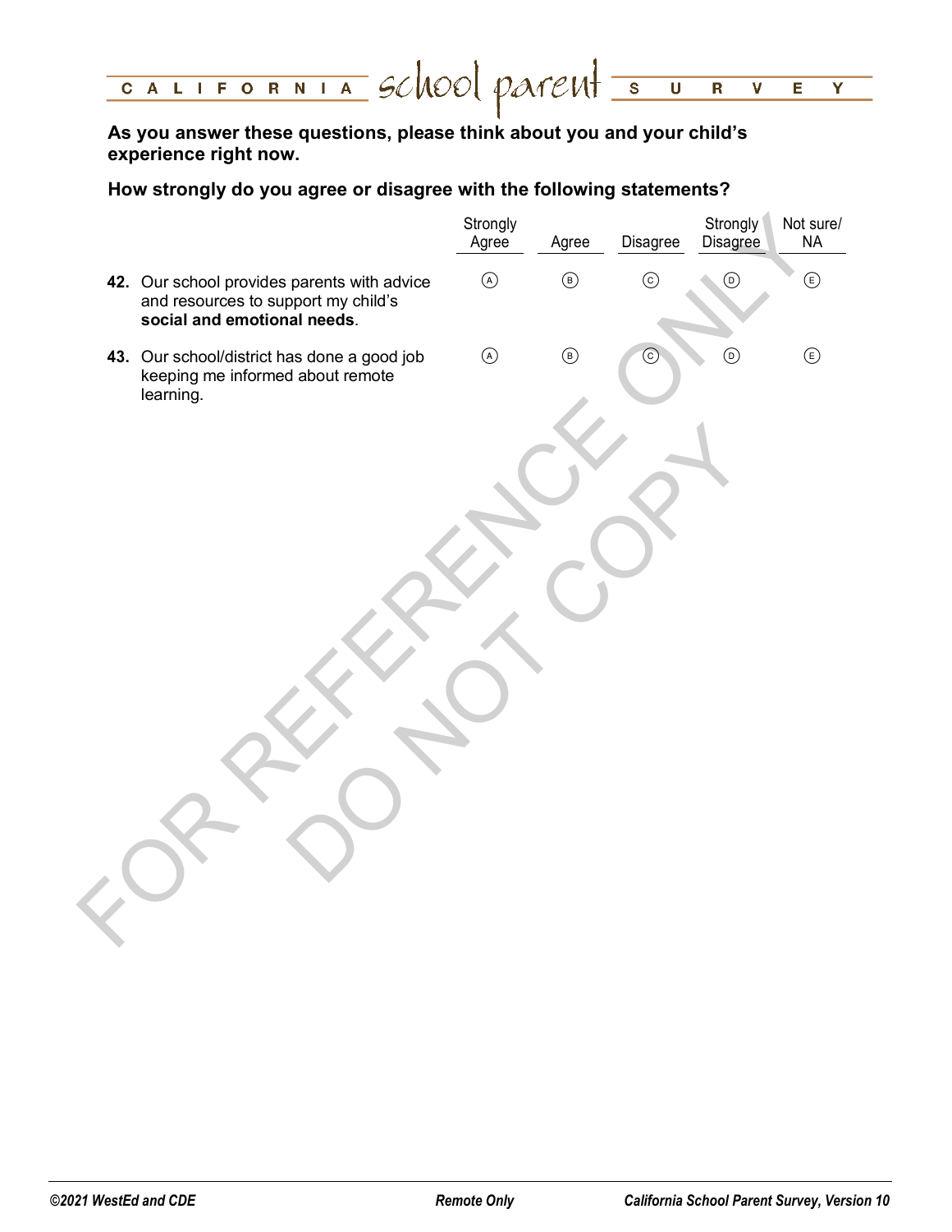**As you answer these questions, please think about you and your child's experience right now.**

**How strongly do you agree or disagree with the following statements?**

| | Strongly Agree | Agree | Disagree | Strongly Disagree | Not sure/ NA |
|---|---|---|---|---|---|
| **42.** Our school provides parents with advice and resources to support my child's **social and emotional needs**. | Ⓐ | Ⓑ | Ⓒ | Ⓓ | Ⓔ |
| **43.** Our school/district has done a good job keeping me informed about remote learning. | Ⓐ | Ⓑ | Ⓒ | Ⓓ | Ⓔ |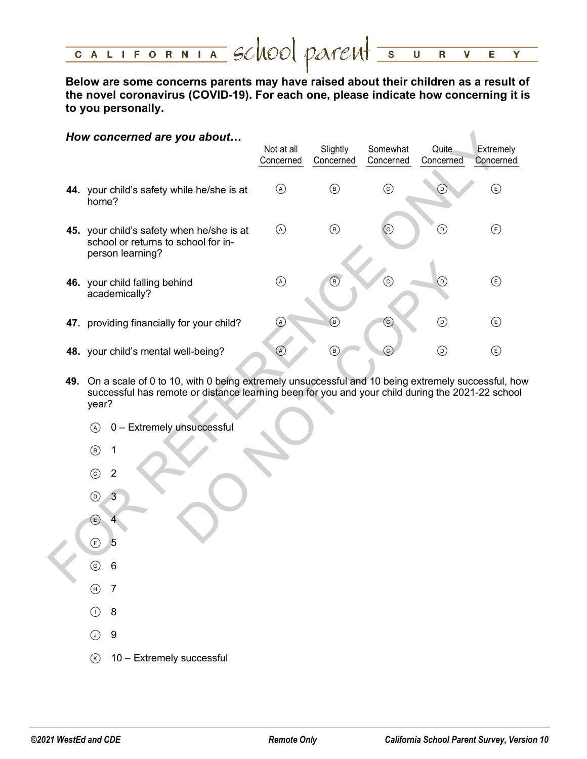**Below are some concerns parents may have raised about their children as a result of the novel coronavirus (COVID-19). For each one, please indicate how concerning it is to you personally.**

| *How concerned are you about…* | Not at all Concerned | Slightly Concerned | Somewhat Concerned | Quite Concerned | Extremely Concerned |
|---|---|---|---|---|---|
| **44.** your child's safety while he/she is at home? | Ⓐ | Ⓑ | Ⓒ | Ⓓ | Ⓔ |
| **45.** your child's safety when he/she is at school or returns to school for in-person learning? | Ⓐ | Ⓑ | Ⓒ | Ⓓ | Ⓔ |
| **46.** your child falling behind academically? | Ⓐ | Ⓑ | Ⓒ | Ⓓ | Ⓔ |
| **47.** providing financially for your child? | Ⓐ | Ⓑ | Ⓒ | Ⓓ | Ⓔ |
| **48.** your child's mental well-being? | Ⓐ | Ⓑ | Ⓒ | Ⓓ | Ⓔ |

**49.** On a scale of 0 to 10, with 0 being extremely unsuccessful and 10 being extremely successful, how successful has remote or distance learning been for you and your child during the 2021-22 school year?

- Ⓐ 0 – Extremely unsuccessful
- Ⓑ 1
- Ⓒ 2
- Ⓓ 3
- Ⓔ 4
- Ⓕ 5
- Ⓖ 6
- Ⓗ 7
- Ⓘ 8
- Ⓙ 9
- Ⓚ 10 – Extremely successful

FOR REFERENCE ONLY
DO NOT COPY